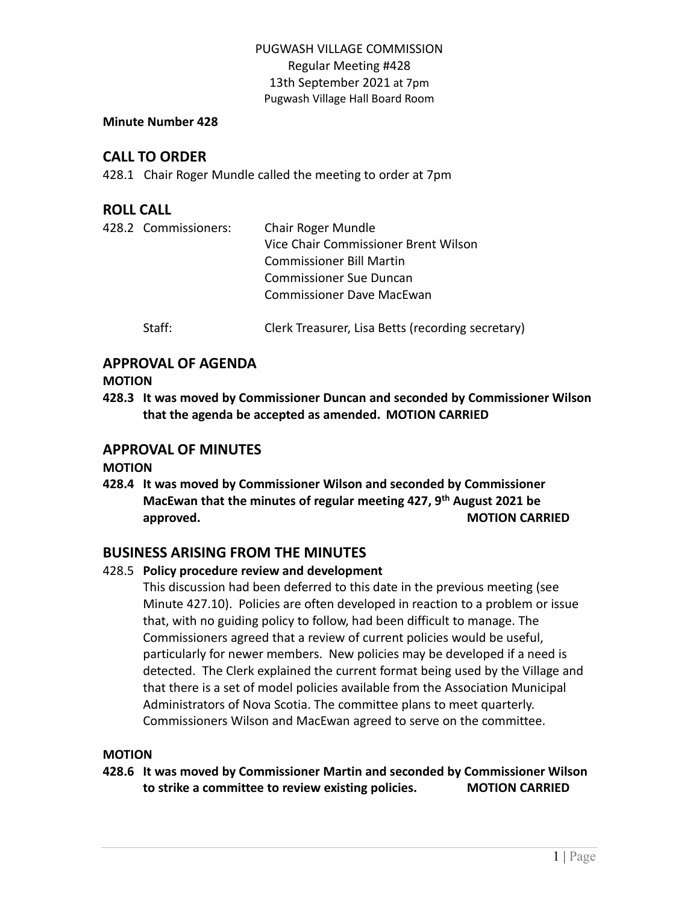PUGWASH VILLAGE COMMISSION
Regular Meeting #428
13th September 2021 at 7pm
Pugwash Village Hall Board Room

**Minute Number 428**

## CALL TO ORDER

428.1 Chair Roger Mundle called the meeting to order at 7pm

## ROLL CALL

428.2 Commissioners: Chair Roger Mundle
Vice Chair Commissioner Brent Wilson
Commissioner Bill Martin
Commissioner Sue Duncan
Commissioner Dave MacEwan

Staff: Clerk Treasurer, Lisa Betts (recording secretary)

## APPROVAL OF AGENDA

**MOTION**

**428.3 It was moved by Commissioner Duncan and seconded by Commissioner Wilson that the agenda be accepted as amended. MOTION CARRIED**

## APPROVAL OF MINUTES

**MOTION**

**428.4 It was moved by Commissioner Wilson and seconded by Commissioner MacEwan that the minutes of regular meeting 427, 9th August 2021 be approved. MOTION CARRIED**

## BUSINESS ARISING FROM THE MINUTES

428.5 **Policy procedure review and development**

This discussion had been deferred to this date in the previous meeting (see Minute 427.10). Policies are often developed in reaction to a problem or issue that, with no guiding policy to follow, had been difficult to manage. The Commissioners agreed that a review of current policies would be useful, particularly for newer members. New policies may be developed if a need is detected. The Clerk explained the current format being used by the Village and that there is a set of model policies available from the Association Municipal Administrators of Nova Scotia. The committee plans to meet quarterly. Commissioners Wilson and MacEwan agreed to serve on the committee.

**MOTION**

**428.6 It was moved by Commissioner Martin and seconded by Commissioner Wilson to strike a committee to review existing policies. MOTION CARRIED**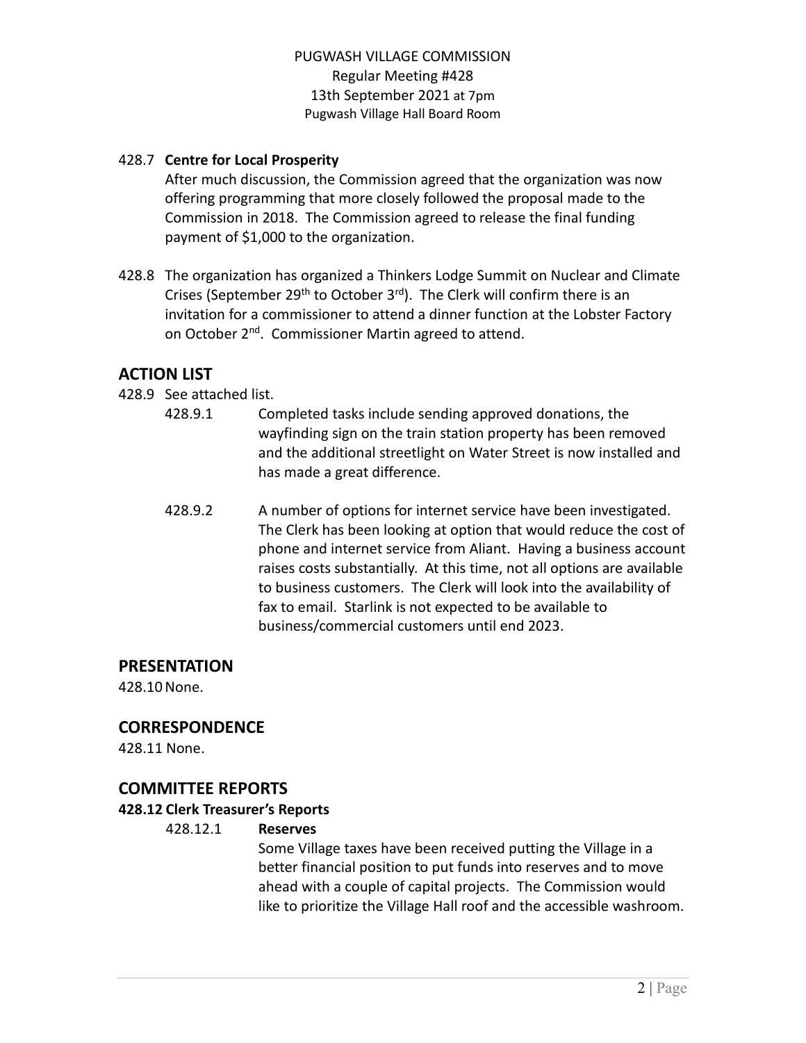PUGWASH VILLAGE COMMISSION
Regular Meeting #428
13th September 2021 at 7pm
Pugwash Village Hall Board Room

428.7 **Centre for Local Prosperity**

After much discussion, the Commission agreed that the organization was now offering programming that more closely followed the proposal made to the Commission in 2018. The Commission agreed to release the final funding payment of $1,000 to the organization.

428.8 The organization has organized a Thinkers Lodge Summit on Nuclear and Climate Crises (September 29th to October 3rd). The Clerk will confirm there is an invitation for a commissioner to attend a dinner function at the Lobster Factory on October 2nd. Commissioner Martin agreed to attend.

## ACTION LIST

428.9 See attached list.

428.9.1 Completed tasks include sending approved donations, the wayfinding sign on the train station property has been removed and the additional streetlight on Water Street is now installed and has made a great difference.

428.9.2 A number of options for internet service have been investigated. The Clerk has been looking at option that would reduce the cost of phone and internet service from Aliant. Having a business account raises costs substantially. At this time, not all options are available to business customers. The Clerk will look into the availability of fax to email. Starlink is not expected to be available to business/commercial customers until end 2023.

## PRESENTATION

428.10 None.

## CORRESPONDENCE

428.11 None.

## COMMITTEE REPORTS

**428.12 Clerk Treasurer's Reports**

428.12.1 **Reserves**

Some Village taxes have been received putting the Village in a better financial position to put funds into reserves and to move ahead with a couple of capital projects. The Commission would like to prioritize the Village Hall roof and the accessible washroom.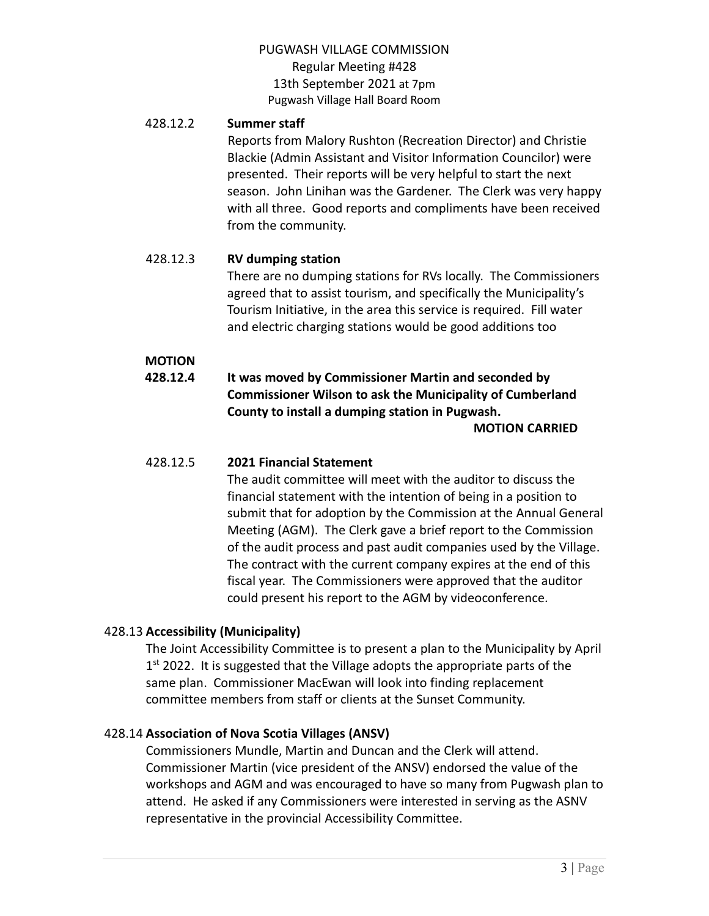PUGWASH VILLAGE COMMISSION
Regular Meeting #428
13th September 2021 at 7pm
Pugwash Village Hall Board Room

428.12.2 **Summer staff**

Reports from Malory Rushton (Recreation Director) and Christie Blackie (Admin Assistant and Visitor Information Councilor) were presented. Their reports will be very helpful to start the next season. John Linihan was the Gardener. The Clerk was very happy with all three. Good reports and compliments have been received from the community.

428.12.3 **RV dumping station**

There are no dumping stations for RVs locally. The Commissioners agreed that to assist tourism, and specifically the Municipality's Tourism Initiative, in the area this service is required. Fill water and electric charging stations would be good additions too

**MOTION**

**428.12.4 It was moved by Commissioner Martin and seconded by Commissioner Wilson to ask the Municipality of Cumberland County to install a dumping station in Pugwash.**

**MOTION CARRIED**

428.12.5 **2021 Financial Statement**

The audit committee will meet with the auditor to discuss the financial statement with the intention of being in a position to submit that for adoption by the Commission at the Annual General Meeting (AGM). The Clerk gave a brief report to the Commission of the audit process and past audit companies used by the Village. The contract with the current company expires at the end of this fiscal year. The Commissioners were approved that the auditor could present his report to the AGM by videoconference.

428.13 **Accessibility (Municipality)**

The Joint Accessibility Committee is to present a plan to the Municipality by April 1st 2022. It is suggested that the Village adopts the appropriate parts of the same plan. Commissioner MacEwan will look into finding replacement committee members from staff or clients at the Sunset Community.

428.14 **Association of Nova Scotia Villages (ANSV)**

Commissioners Mundle, Martin and Duncan and the Clerk will attend. Commissioner Martin (vice president of the ANSV) endorsed the value of the workshops and AGM and was encouraged to have so many from Pugwash plan to attend. He asked if any Commissioners were interested in serving as the ASNV representative in the provincial Accessibility Committee.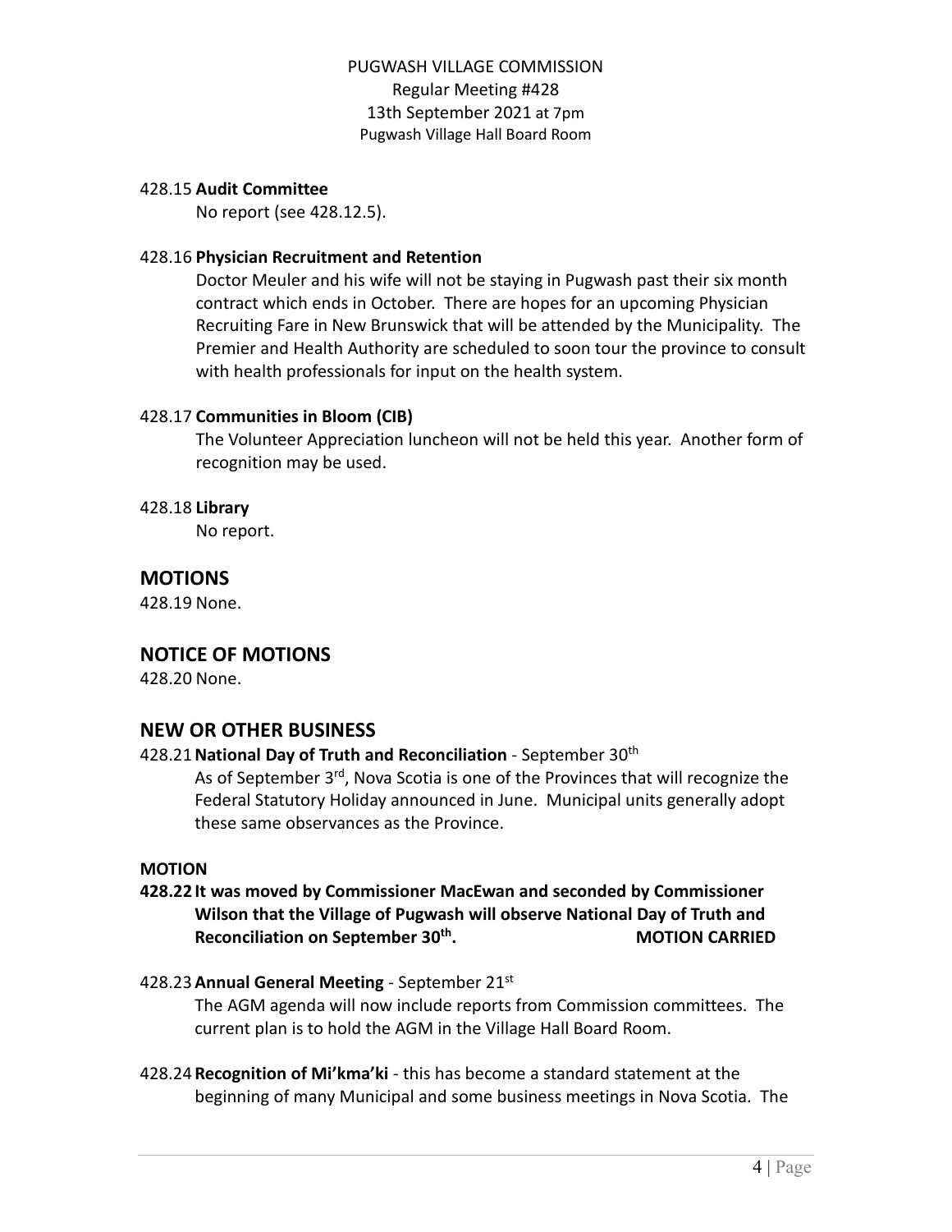428.15 **Audit Committee**

No report (see 428.12.5).

428.16 **Physician Recruitment and Retention**

Doctor Meuler and his wife will not be staying in Pugwash past their six month contract which ends in October. There are hopes for an upcoming Physician Recruiting Fare in New Brunswick that will be attended by the Municipality. The Premier and Health Authority are scheduled to soon tour the province to consult with health professionals for input on the health system.

428.17 **Communities in Bloom (CIB)**

The Volunteer Appreciation luncheon will not be held this year. Another form of recognition may be used.

428.18 **Library**

No report.

## MOTIONS

428.19 None.

## NOTICE OF MOTIONS

428.20 None.

## NEW OR OTHER BUSINESS

428.21 **National Day of Truth and Reconciliation** - September 30th

As of September 3rd, Nova Scotia is one of the Provinces that will recognize the Federal Statutory Holiday announced in June. Municipal units generally adopt these same observances as the Province.

**MOTION**

**428.22 It was moved by Commissioner MacEwan and seconded by Commissioner Wilson that the Village of Pugwash will observe National Day of Truth and Reconciliation on September 30th. MOTION CARRIED**

428.23 **Annual General Meeting** - September 21st

The AGM agenda will now include reports from Commission committees. The current plan is to hold the AGM in the Village Hall Board Room.

428.24 **Recognition of Mi'kma'ki** - this has become a standard statement at the beginning of many Municipal and some business meetings in Nova Scotia. The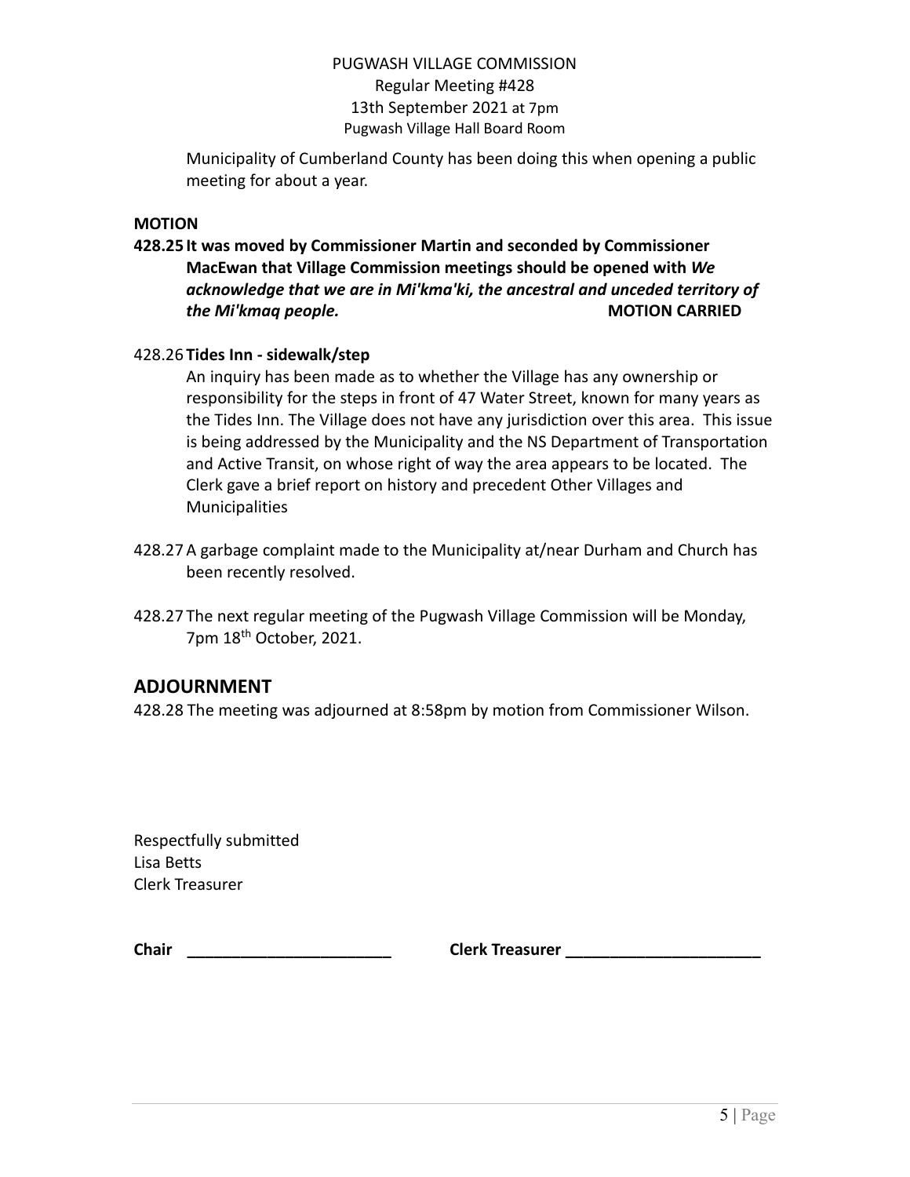Municipality of Cumberland County has been doing this when opening a public meeting for about a year.

**MOTION**

**428.25 It was moved by Commissioner Martin and seconded by Commissioner MacEwan that Village Commission meetings should be opened with *We acknowledge that we are in Mi'kma'ki, the ancestral and unceded territory of the Mi'kmaq people.* MOTION CARRIED**

428.26 **Tides Inn - sidewalk/step**

An inquiry has been made as to whether the Village has any ownership or responsibility for the steps in front of 47 Water Street, known for many years as the Tides Inn. The Village does not have any jurisdiction over this area. This issue is being addressed by the Municipality and the NS Department of Transportation and Active Transit, on whose right of way the area appears to be located. The Clerk gave a brief report on history and precedent Other Villages and Municipalities

428.27 A garbage complaint made to the Municipality at/near Durham and Church has been recently resolved.

428.27 The next regular meeting of the Pugwash Village Commission will be Monday, 7pm 18th October, 2021.

## ADJOURNMENT

428.28 The meeting was adjourned at 8:58pm by motion from Commissioner Wilson.

Respectfully submitted
Lisa Betts
Clerk Treasurer

**Chair \_\_\_\_\_\_\_\_\_\_\_\_\_\_\_\_\_\_\_\_\_\_\_\_ Clerk Treasurer \_\_\_\_\_\_\_\_\_\_\_\_\_\_\_\_\_\_\_\_\_\_\_\_**